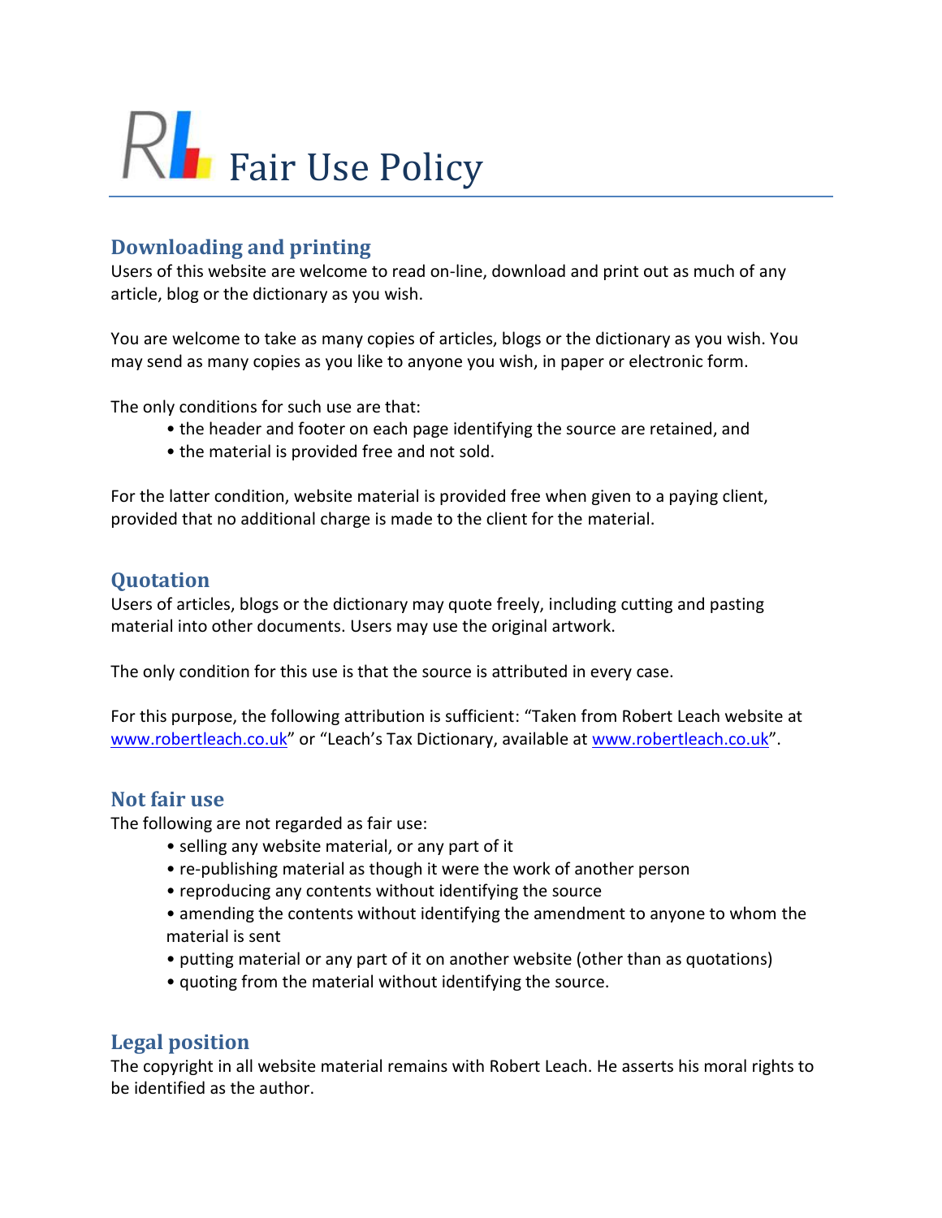# Fair Use Policy

## Downloading and printing

Users of this website are welcome to read on-line, download and print out as much of any article, blog or the dictionary as you wish.

You are welcome to take as many copies of articles, blogs or the dictionary as you wish. You may send as many copies as you like to anyone you wish, in paper or electronic form.

The only conditions for such use are that:

- the header and footer on each page identifying the source are retained, and
- the material is provided free and not sold.

For the latter condition, website material is provided free when given to a paying client, provided that no additional charge is made to the client for the material.

## Quotation

Users of articles, blogs or the dictionary may quote freely, including cutting and pasting material into other documents. Users may use the original artwork.

The only condition for this use is that the source is attributed in every case.

For this purpose, the following attribution is sufficient: "Taken from Robert Leach website at [www.robertleach.co.uk](http://www.robertleach.co.uk)" or "Leach's Tax Dictionary, available at [www.robertleach.co.uk](http://www.robertleach.co.uk)".

## Not fair use

The following are not regarded as fair use:

- selling any website material, or any part of it
- re-publishing material as though it were the work of another person
- reproducing any contents without identifying the source
- amending the contents without identifying the amendment to anyone to whom the material is sent
- putting material or any part of it on another website (other than as quotations)
- quoting from the material without identifying the source.

## Legal position

The copyright in all website material remains with Robert Leach. He asserts his moral rights to be identified as the author.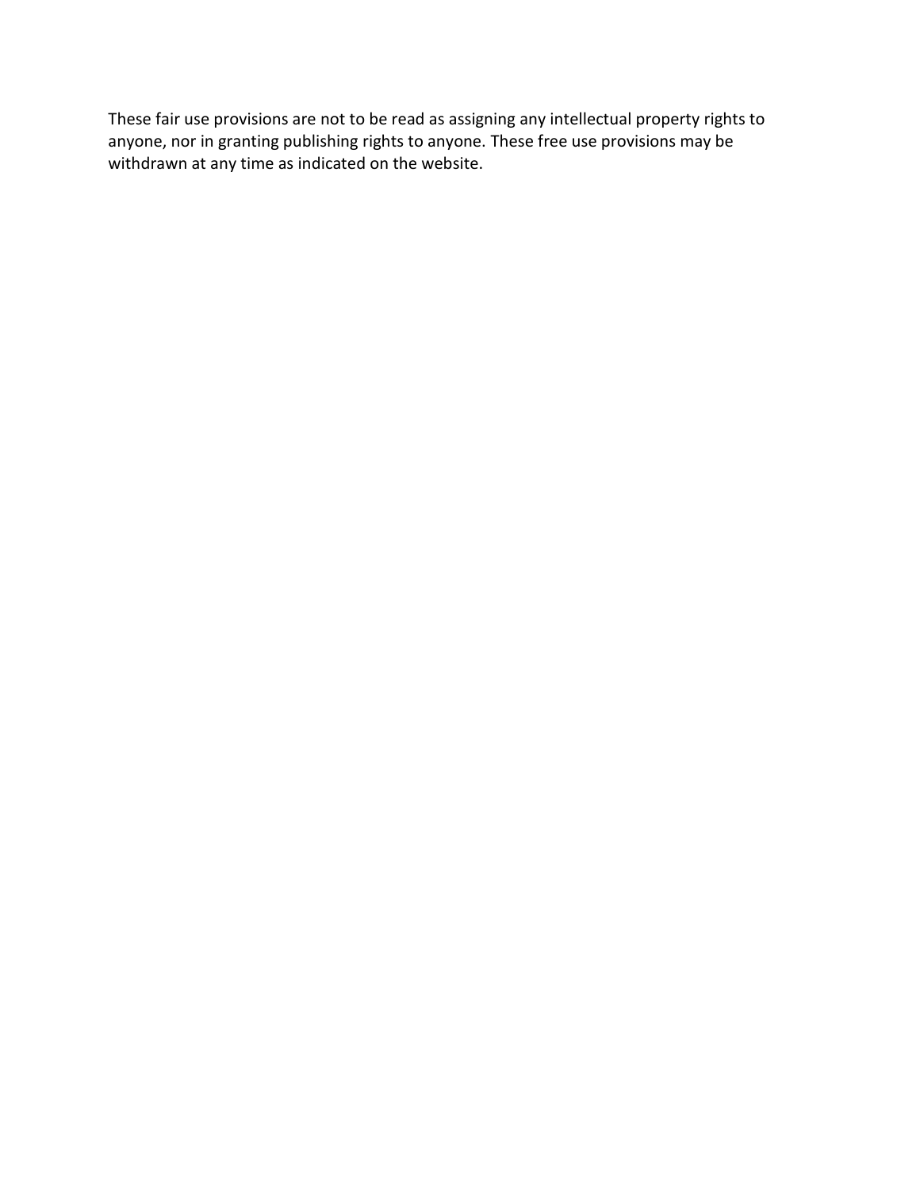These fair use provisions are not to be read as assigning any intellectual property rights to anyone, nor in granting publishing rights to anyone. These free use provisions may be withdrawn at any time as indicated on the website.